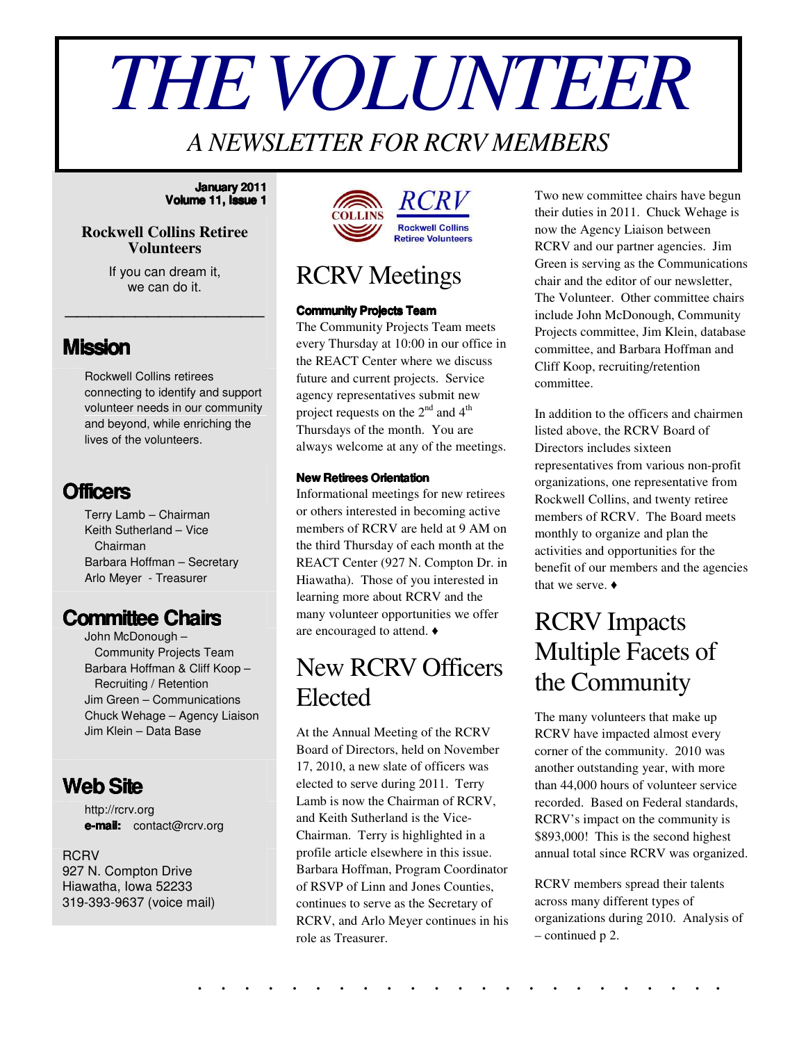# THE VOLUNTEER

*A NEWSLETTER FOR RCRV MEMBERS*

**January 2011**
**Volume 11, Issue 1**

**Rockwell Collins Retiree Volunteers**

If you can dream it,
we can do it.

## Mission

Rockwell Collins retirees connecting to identify and support volunteer needs in our community and beyond, while enriching the lives of the volunteers.

## Officers

Terry Lamb – Chairman
Keith Sutherland – Vice Chairman
Barbara Hoffman – Secretary
Arlo Meyer - Treasurer

## Committee Chairs

John McDonough – Community Projects Team
Barbara Hoffman & Cliff Koop – Recruiting / Retention
Jim Green – Communications
Chuck Wehage – Agency Liaison
Jim Klein – Data Base

## Web Site

http://rcrv.org
**e-mail:** contact@rcrv.org

RCRV
927 N. Compton Drive
Hiawatha, Iowa 52233
319-393-9637 (voice mail)

COLLINS RCRV Rockwell Collins Retiree Volunteers

# RCRV Meetings

**Community Projects Team**

The Community Projects Team meets every Thursday at 10:00 in our office in the REACT Center where we discuss future and current projects. Service agency representatives submit new project requests on the 2nd and 4th Thursdays of the month. You are always welcome at any of the meetings.

**New Retirees Orientation**

Informational meetings for new retirees or others interested in becoming active members of RCRV are held at 9 AM on the third Thursday of each month at the REACT Center (927 N. Compton Dr. in Hiawatha). Those of you interested in learning more about RCRV and the many volunteer opportunities we offer are encouraged to attend. ♦

# New RCRV Officers Elected

At the Annual Meeting of the RCRV Board of Directors, held on November 17, 2010, a new slate of officers was elected to serve during 2011. Terry Lamb is now the Chairman of RCRV, and Keith Sutherland is the Vice-Chairman. Terry is highlighted in a profile article elsewhere in this issue. Barbara Hoffman, Program Coordinator of RSVP of Linn and Jones Counties, continues to serve as the Secretary of RCRV, and Arlo Meyer continues in his role as Treasurer.

Two new committee chairs have begun their duties in 2011. Chuck Wehage is now the Agency Liaison between RCRV and our partner agencies. Jim Green is serving as the Communications chair and the editor of our newsletter, The Volunteer. Other committee chairs include John McDonough, Community Projects committee, Jim Klein, database committee, and Barbara Hoffman and Cliff Koop, recruiting/retention committee.

In addition to the officers and chairmen listed above, the RCRV Board of Directors includes sixteen representatives from various non-profit organizations, one representative from Rockwell Collins, and twenty retiree members of RCRV. The Board meets monthly to organize and plan the activities and opportunities for the benefit of our members and the agencies that we serve. ♦

# RCRV Impacts Multiple Facets of the Community

The many volunteers that make up RCRV have impacted almost every corner of the community. 2010 was another outstanding year, with more than 44,000 hours of volunteer service recorded. Based on Federal standards, RCRV's impact on the community is $893,000! This is the second highest annual total since RCRV was organized.

RCRV members spread their talents across many different types of organizations during 2010. Analysis of – continued p 2.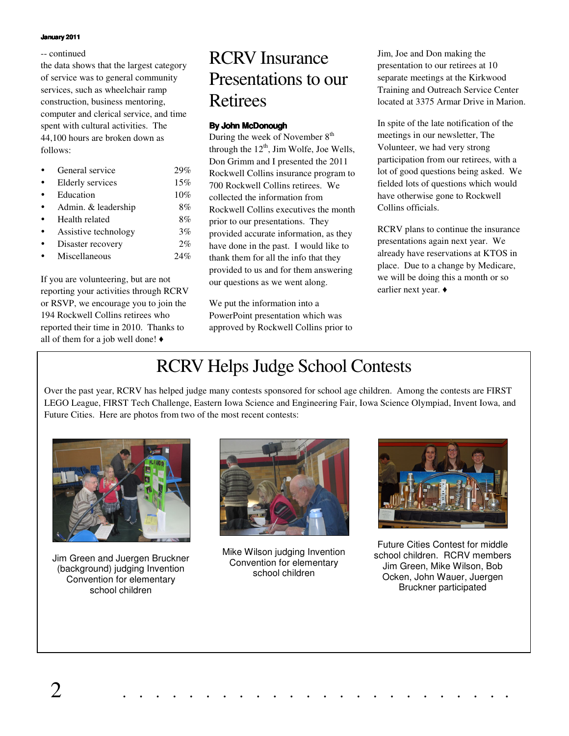-- continued

the data shows that the largest category of service was to general community services, such as wheelchair ramp construction, business mentoring, computer and clerical service, and time spent with cultural activities. The 44,100 hours are broken down as follows:

- General service 29%
- Elderly services 15%
- Education 10%
- Admin. & leadership 8%
- Health related 8%
- Assistive technology 3%
- Disaster recovery 2%
- Miscellaneous 24%

If you are volunteering, but are not reporting your activities through RCRV or RSVP, we encourage you to join the 194 Rockwell Collins retirees who reported their time in 2010. Thanks to all of them for a job well done! ♦

# RCRV Insurance Presentations to our Retirees

**By John McDonough**

During the week of November 8th through the 12th, Jim Wolfe, Joe Wells, Don Grimm and I presented the 2011 Rockwell Collins insurance program to 700 Rockwell Collins retirees. We collected the information from Rockwell Collins executives the month prior to our presentations. They provided accurate information, as they have done in the past. I would like to thank them for all the info that they provided to us and for them answering our questions as we went along.

We put the information into a PowerPoint presentation which was approved by Rockwell Collins prior to Jim, Joe and Don making the presentation to our retirees at 10 separate meetings at the Kirkwood Training and Outreach Service Center located at 3375 Armar Drive in Marion.

In spite of the late notification of the meetings in our newsletter, The Volunteer, we had very strong participation from our retirees, with a lot of good questions being asked. We fielded lots of questions which would have otherwise gone to Rockwell Collins officials.

RCRV plans to continue the insurance presentations again next year. We already have reservations at KTOS in place. Due to a change by Medicare, we will be doing this a month or so earlier next year. ♦

# RCRV Helps Judge School Contests

Over the past year, RCRV has helped judge many contests sponsored for school age children. Among the contests are FIRST LEGO League, FIRST Tech Challenge, Eastern Iowa Science and Engineering Fair, Iowa Science Olympiad, Invent Iowa, and Future Cities. Here are photos from two of the most recent contests:

Jim Green and Juergen Bruckner (background) judging Invention Convention for elementary school children

Mike Wilson judging Invention Convention for elementary school children

Future Cities Contest for middle school children. RCRV members Jim Green, Mike Wilson, Bob Ocken, John Wauer, Juergen Bruckner participated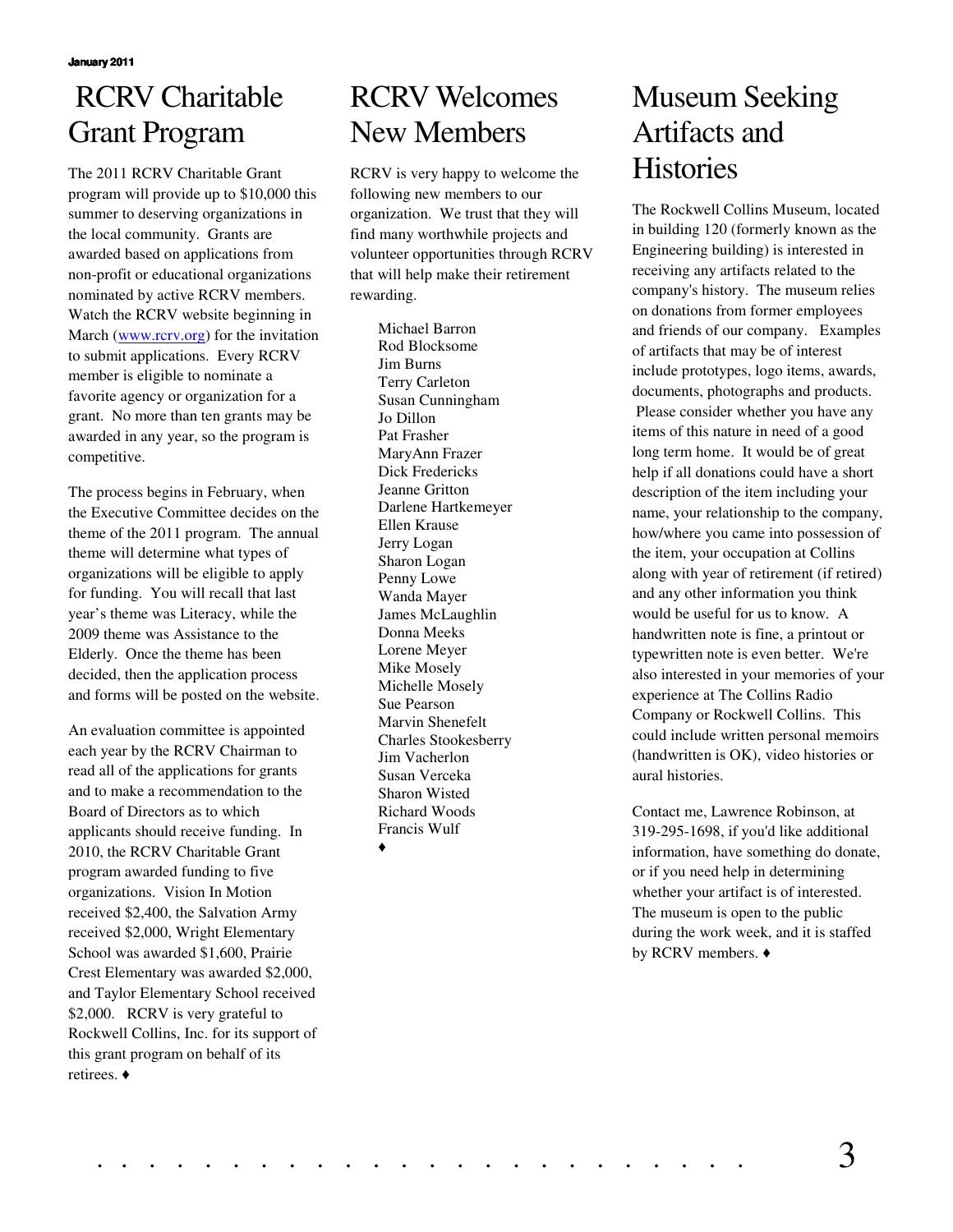# RCRV Charitable Grant Program

The 2011 RCRV Charitable Grant program will provide up to $10,000 this summer to deserving organizations in the local community. Grants are awarded based on applications from non-profit or educational organizations nominated by active RCRV members. Watch the RCRV website beginning in March (www.rcrv.org) for the invitation to submit applications. Every RCRV member is eligible to nominate a favorite agency or organization for a grant. No more than ten grants may be awarded in any year, so the program is competitive.

The process begins in February, when the Executive Committee decides on the theme of the 2011 program. The annual theme will determine what types of organizations will be eligible to apply for funding. You will recall that last year's theme was Literacy, while the 2009 theme was Assistance to the Elderly. Once the theme has been decided, then the application process and forms will be posted on the website.

An evaluation committee is appointed each year by the RCRV Chairman to read all of the applications for grants and to make a recommendation to the Board of Directors as to which applicants should receive funding. In 2010, the RCRV Charitable Grant program awarded funding to five organizations. Vision In Motion received $2,400, the Salvation Army received $2,000, Wright Elementary School was awarded $1,600, Prairie Crest Elementary was awarded $2,000, and Taylor Elementary School received $2,000. RCRV is very grateful to Rockwell Collins, Inc. for its support of this grant program on behalf of its retirees. ♦

# RCRV Welcomes New Members

RCRV is very happy to welcome the following new members to our organization. We trust that they will find many worthwhile projects and volunteer opportunities through RCRV that will help make their retirement rewarding.

Michael Barron
Rod Blocksome
Jim Burns
Terry Carleton
Susan Cunningham
Jo Dillon
Pat Frasher
MaryAnn Frazer
Dick Fredericks
Jeanne Gritton
Darlene Hartkemeyer
Ellen Krause
Jerry Logan
Sharon Logan
Penny Lowe
Wanda Mayer
James McLaughlin
Donna Meeks
Lorene Meyer
Mike Mosely
Michelle Mosely
Sue Pearson
Marvin Shenefelt
Charles Stookesberry
Jim Vacherlon
Susan Verceka
Sharon Wisted
Richard Woods
Francis Wulf

♦

# Museum Seeking Artifacts and Histories

The Rockwell Collins Museum, located in building 120 (formerly known as the Engineering building) is interested in receiving any artifacts related to the company's history. The museum relies on donations from former employees and friends of our company. Examples of artifacts that may be of interest include prototypes, logo items, awards, documents, photographs and products. Please consider whether you have any items of this nature in need of a good long term home. It would be of great help if all donations could have a short description of the item including your name, your relationship to the company, how/where you came into possession of the item, your occupation at Collins along with year of retirement (if retired) and any other information you think would be useful for us to know. A handwritten note is fine, a printout or typewritten note is even better. We're also interested in your memories of your experience at The Collins Radio Company or Rockwell Collins. This could include written personal memoirs (handwritten is OK), video histories or aural histories.

Contact me, Lawrence Robinson, at 319-295-1698, if you'd like additional information, have something do donate, or if you need help in determining whether your artifact is of interested. The museum is open to the public during the work week, and it is staffed by RCRV members. ♦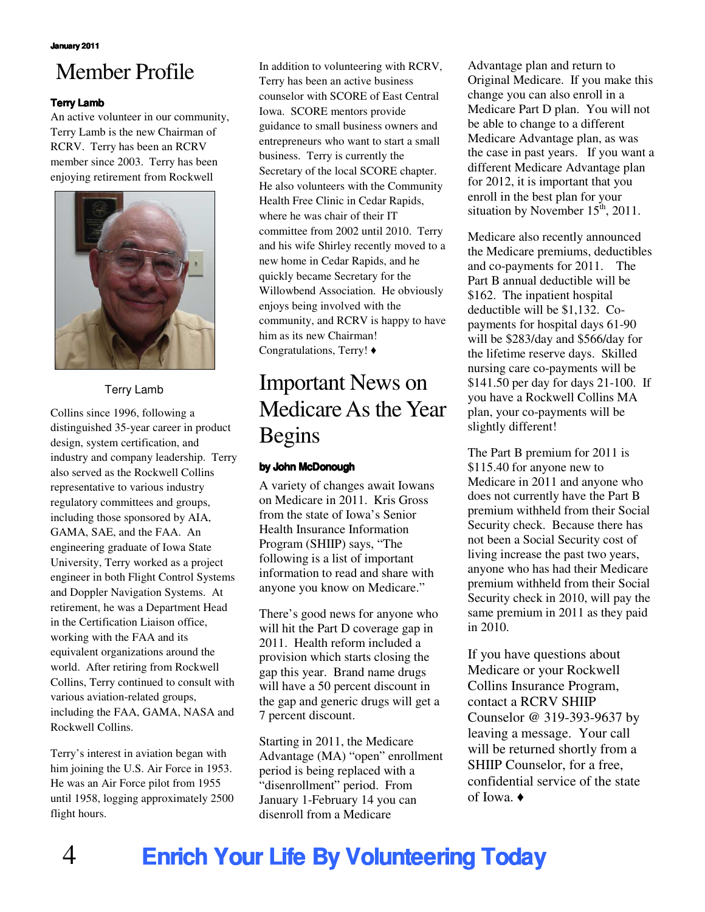# Member Profile

**Terry Lamb**

An active volunteer in our community, Terry Lamb is the new Chairman of RCRV. Terry has been an RCRV member since 2003. Terry has been enjoying retirement from Rockwell Collins since 1996, following a distinguished 35-year career in product design, system certification, and industry and company leadership. Terry also served as the Rockwell Collins representative to various industry regulatory committees and groups, including those sponsored by AIA, GAMA, SAE, and the FAA. An engineering graduate of Iowa State University, Terry worked as a project engineer in both Flight Control Systems and Doppler Navigation Systems. At retirement, he was a Department Head in the Certification Liaison office, working with the FAA and its equivalent organizations around the world. After retiring from Rockwell Collins, Terry continued to consult with various aviation-related groups, including the FAA, GAMA, NASA and Rockwell Collins.

Terry Lamb

Terry's interest in aviation began with him joining the U.S. Air Force in 1953. He was an Air Force pilot from 1955 until 1958, logging approximately 2500 flight hours.

In addition to volunteering with RCRV, Terry has been an active business counselor with SCORE of East Central Iowa. SCORE mentors provide guidance to small business owners and entrepreneurs who want to start a small business. Terry is currently the Secretary of the local SCORE chapter. He also volunteers with the Community Health Free Clinic in Cedar Rapids, where he was chair of their IT committee from 2002 until 2010. Terry and his wife Shirley recently moved to a new home in Cedar Rapids, and he quickly became Secretary for the Willowbend Association. He obviously enjoys being involved with the community, and RCRV is happy to have him as its new Chairman! Congratulations, Terry! ♦

# Important News on Medicare As the Year Begins

**by John McDonough**

A variety of changes await Iowans on Medicare in 2011. Kris Gross from the state of Iowa's Senior Health Insurance Information Program (SHIIP) says, "The following is a list of important information to read and share with anyone you know on Medicare."

There's good news for anyone who will hit the Part D coverage gap in 2011. Health reform included a provision which starts closing the gap this year. Brand name drugs will have a 50 percent discount in the gap and generic drugs will get a 7 percent discount.

Starting in 2011, the Medicare Advantage (MA) "open" enrollment period is being replaced with a "disenrollment" period. From January 1-February 14 you can disenroll from a Medicare Advantage plan and return to Original Medicare. If you make this change you can also enroll in a Medicare Part D plan. You will not be able to change to a different Medicare Advantage plan, as was the case in past years. If you want a different Medicare Advantage plan for 2012, it is important that you enroll in the best plan for your situation by November 15th, 2011.

Medicare also recently announced the Medicare premiums, deductibles and co-payments for 2011. The Part B annual deductible will be $162. The inpatient hospital deductible will be $1,132. Co-payments for hospital days 61-90 will be $283/day and $566/day for the lifetime reserve days. Skilled nursing care co-payments will be $141.50 per day for days 21-100. If you have a Rockwell Collins MA plan, your co-payments will be slightly different!

The Part B premium for 2011 is $115.40 for anyone new to Medicare in 2011 and anyone who does not currently have the Part B premium withheld from their Social Security check. Because there has not been a Social Security cost of living increase the past two years, anyone who has had their Medicare premium withheld from their Social Security check in 2010, will pay the same premium in 2011 as they paid in 2010.

If you have questions about Medicare or your Rockwell Collins Insurance Program, contact a RCRV SHIIP Counselor @ 319-393-9637 by leaving a message. Your call will be returned shortly from a SHIIP Counselor, for a free, confidential service of the state of Iowa. ♦

**Enrich Your Life By Volunteering Today**